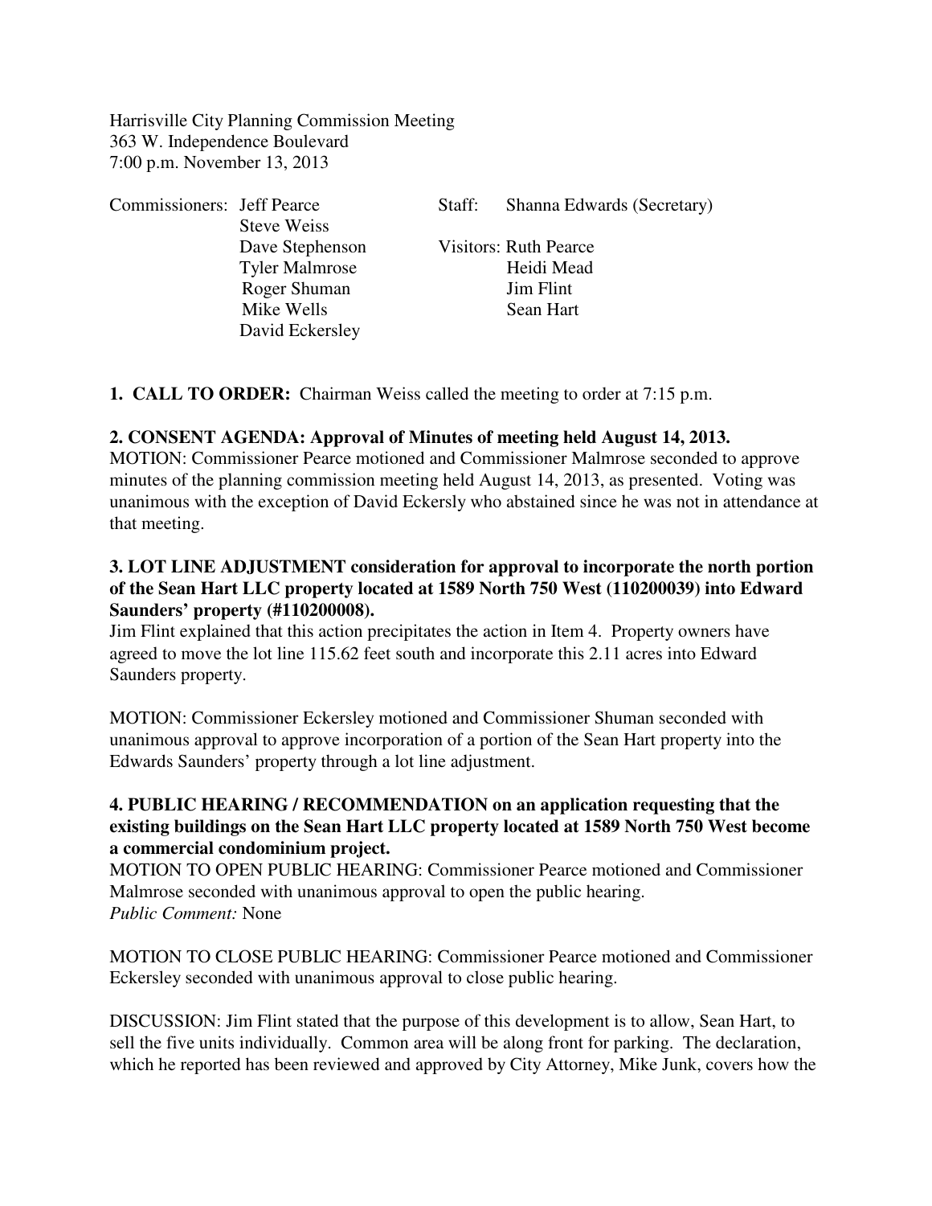Harrisville City Planning Commission Meeting
363 W. Independence Boulevard
7:00 p.m. November 13, 2013

| Commissioners: | | Staff: | |
|---|---|---|---|
| | Jeff Pearce | | Shanna Edwards (Secretary) |
| | Steve Weiss | | |
| | Dave Stephenson | Visitors: | Ruth Pearce |
| | Tyler Malmrose | | Heidi Mead |
| | Roger Shuman | | Jim Flint |
| | Mike Wells | | Sean Hart |
| | David Eckersley | | |

**1. CALL TO ORDER:** Chairman Weiss called the meeting to order at 7:15 p.m.

**2. CONSENT AGENDA: Approval of Minutes of meeting held August 14, 2013.**
MOTION: Commissioner Pearce motioned and Commissioner Malmrose seconded to approve minutes of the planning commission meeting held August 14, 2013, as presented. Voting was unanimous with the exception of David Eckersly who abstained since he was not in attendance at that meeting.

**3. LOT LINE ADJUSTMENT consideration for approval to incorporate the north portion of the Sean Hart LLC property located at 1589 North 750 West (110200039) into Edward Saunders' property (#110200008).**
Jim Flint explained that this action precipitates the action in Item 4. Property owners have agreed to move the lot line 115.62 feet south and incorporate this 2.11 acres into Edward Saunders property.

MOTION: Commissioner Eckersley motioned and Commissioner Shuman seconded with unanimous approval to approve incorporation of a portion of the Sean Hart property into the Edwards Saunders' property through a lot line adjustment.

**4. PUBLIC HEARING / RECOMMENDATION on an application requesting that the existing buildings on the Sean Hart LLC property located at 1589 North 750 West become a commercial condominium project.**
MOTION TO OPEN PUBLIC HEARING: Commissioner Pearce motioned and Commissioner Malmrose seconded with unanimous approval to open the public hearing.
*Public Comment:* None

MOTION TO CLOSE PUBLIC HEARING: Commissioner Pearce motioned and Commissioner Eckersley seconded with unanimous approval to close public hearing.

DISCUSSION: Jim Flint stated that the purpose of this development is to allow, Sean Hart, to sell the five units individually. Common area will be along front for parking. The declaration, which he reported has been reviewed and approved by City Attorney, Mike Junk, covers how the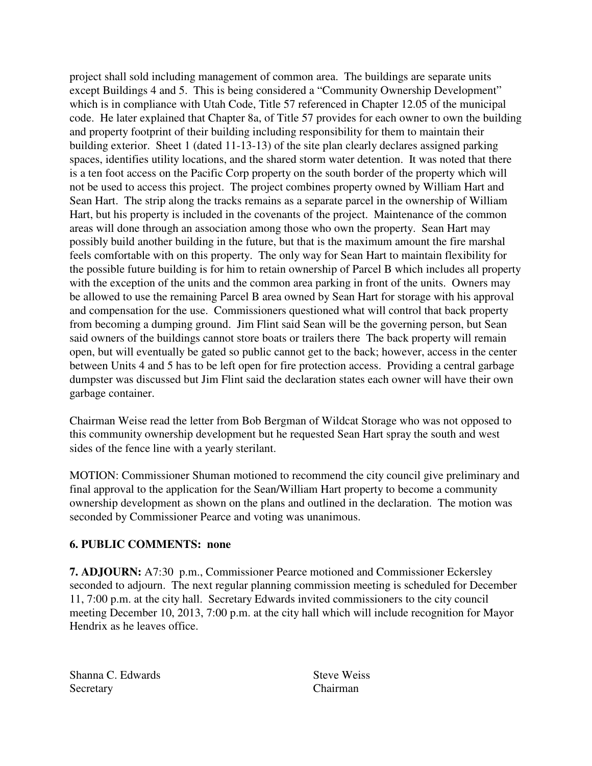project shall sold including management of common area. The buildings are separate units except Buildings 4 and 5. This is being considered a "Community Ownership Development" which is in compliance with Utah Code, Title 57 referenced in Chapter 12.05 of the municipal code. He later explained that Chapter 8a, of Title 57 provides for each owner to own the building and property footprint of their building including responsibility for them to maintain their building exterior. Sheet 1 (dated 11-13-13) of the site plan clearly declares assigned parking spaces, identifies utility locations, and the shared storm water detention. It was noted that there is a ten foot access on the Pacific Corp property on the south border of the property which will not be used to access this project. The project combines property owned by William Hart and Sean Hart. The strip along the tracks remains as a separate parcel in the ownership of William Hart, but his property is included in the covenants of the project. Maintenance of the common areas will done through an association among those who own the property. Sean Hart may possibly build another building in the future, but that is the maximum amount the fire marshal feels comfortable with on this property. The only way for Sean Hart to maintain flexibility for the possible future building is for him to retain ownership of Parcel B which includes all property with the exception of the units and the common area parking in front of the units. Owners may be allowed to use the remaining Parcel B area owned by Sean Hart for storage with his approval and compensation for the use. Commissioners questioned what will control that back property from becoming a dumping ground. Jim Flint said Sean will be the governing person, but Sean said owners of the buildings cannot store boats or trailers there The back property will remain open, but will eventually be gated so public cannot get to the back; however, access in the center between Units 4 and 5 has to be left open for fire protection access. Providing a central garbage dumpster was discussed but Jim Flint said the declaration states each owner will have their own garbage container.

Chairman Weise read the letter from Bob Bergman of Wildcat Storage who was not opposed to this community ownership development but he requested Sean Hart spray the south and west sides of the fence line with a yearly sterilant.

MOTION: Commissioner Shuman motioned to recommend the city council give preliminary and final approval to the application for the Sean/William Hart property to become a community ownership development as shown on the plans and outlined in the declaration. The motion was seconded by Commissioner Pearce and voting was unanimous.

**6. PUBLIC COMMENTS: none**

**7. ADJOURN:** A7:30 p.m., Commissioner Pearce motioned and Commissioner Eckersley seconded to adjourn. The next regular planning commission meeting is scheduled for December 11, 7:00 p.m. at the city hall. Secretary Edwards invited commissioners to the city council meeting December 10, 2013, 7:00 p.m. at the city hall which will include recognition for Mayor Hendrix as he leaves office.

Shanna C. Edwards
Secretary

Steve Weiss
Chairman